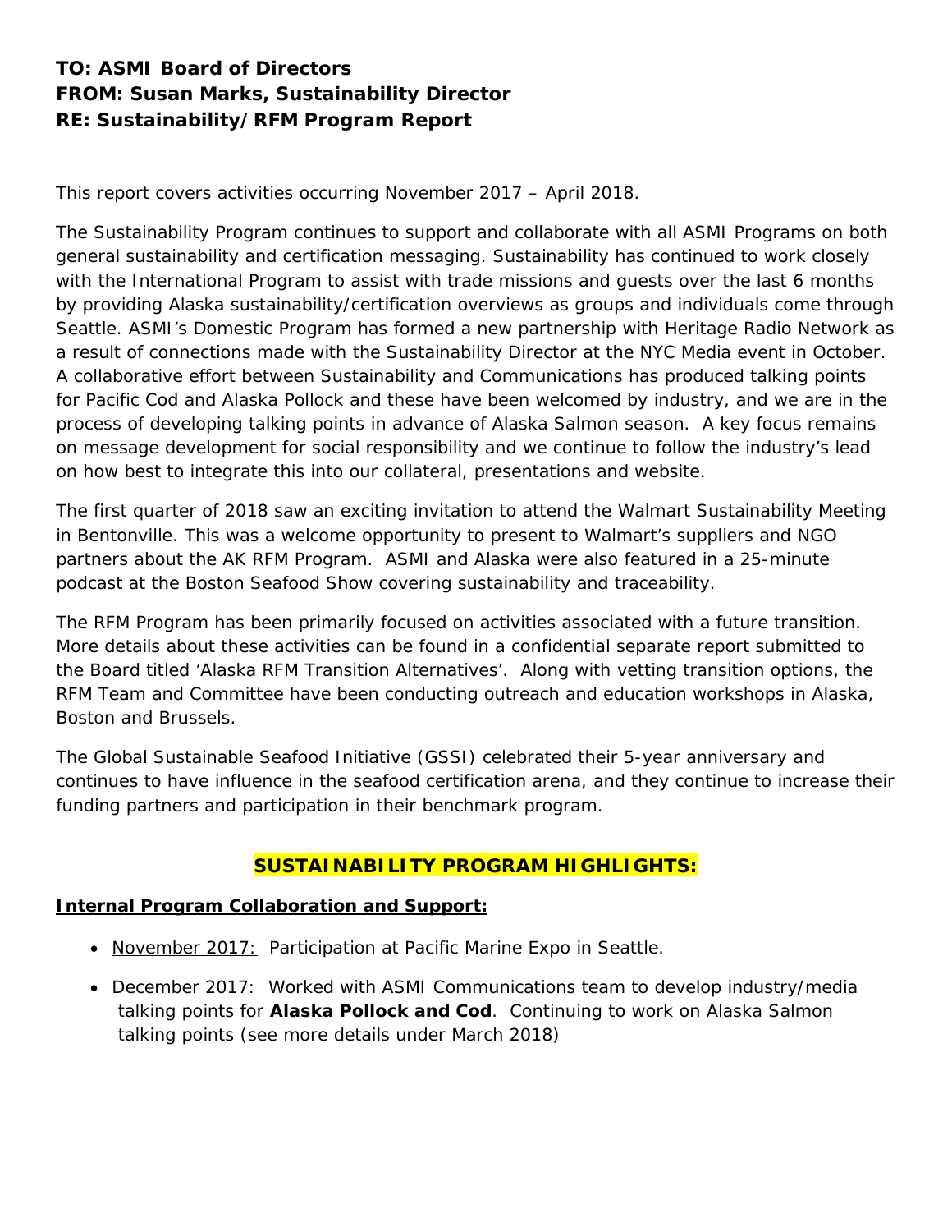**TO: ASMI Board of Directors**
**FROM: Susan Marks, Sustainability Director**
**RE: Sustainability/RFM Program Report**

This report covers activities occurring November 2017 – April 2018.

The Sustainability Program continues to support and collaborate with all ASMI Programs on both general sustainability and certification messaging. Sustainability has continued to work closely with the International Program to assist with trade missions and guests over the last 6 months by providing Alaska sustainability/certification overviews as groups and individuals come through Seattle. ASMI's Domestic Program has formed a new partnership with Heritage Radio Network as a result of connections made with the Sustainability Director at the NYC Media event in October. A collaborative effort between Sustainability and Communications has produced talking points for Pacific Cod and Alaska Pollock and these have been welcomed by industry, and we are in the process of developing talking points in advance of Alaska Salmon season. A key focus remains on message development for social responsibility and we continue to follow the industry's lead on how best to integrate this into our collateral, presentations and website.

The first quarter of 2018 saw an exciting invitation to attend the Walmart Sustainability Meeting in Bentonville. This was a welcome opportunity to present to Walmart's suppliers and NGO partners about the AK RFM Program. ASMI and Alaska were also featured in a 25-minute podcast at the Boston Seafood Show covering sustainability and traceability.

The RFM Program has been primarily focused on activities associated with a future transition. More details about these activities can be found in a confidential separate report submitted to the Board titled 'Alaska RFM Transition Alternatives'. Along with vetting transition options, the RFM Team and Committee have been conducting outreach and education workshops in Alaska, Boston and Brussels.

The Global Sustainable Seafood Initiative (GSSI) celebrated their 5-year anniversary and continues to have influence in the seafood certification arena, and they continue to increase their funding partners and participation in their benchmark program.

## SUSTAINABILITY PROGRAM HIGHLIGHTS:

**Internal Program Collaboration and Support:**

- November 2017: Participation at Pacific Marine Expo in Seattle.
- December 2017: Worked with ASMI Communications team to develop industry/media talking points for **Alaska Pollock and Cod**. Continuing to work on Alaska Salmon talking points (see more details under March 2018)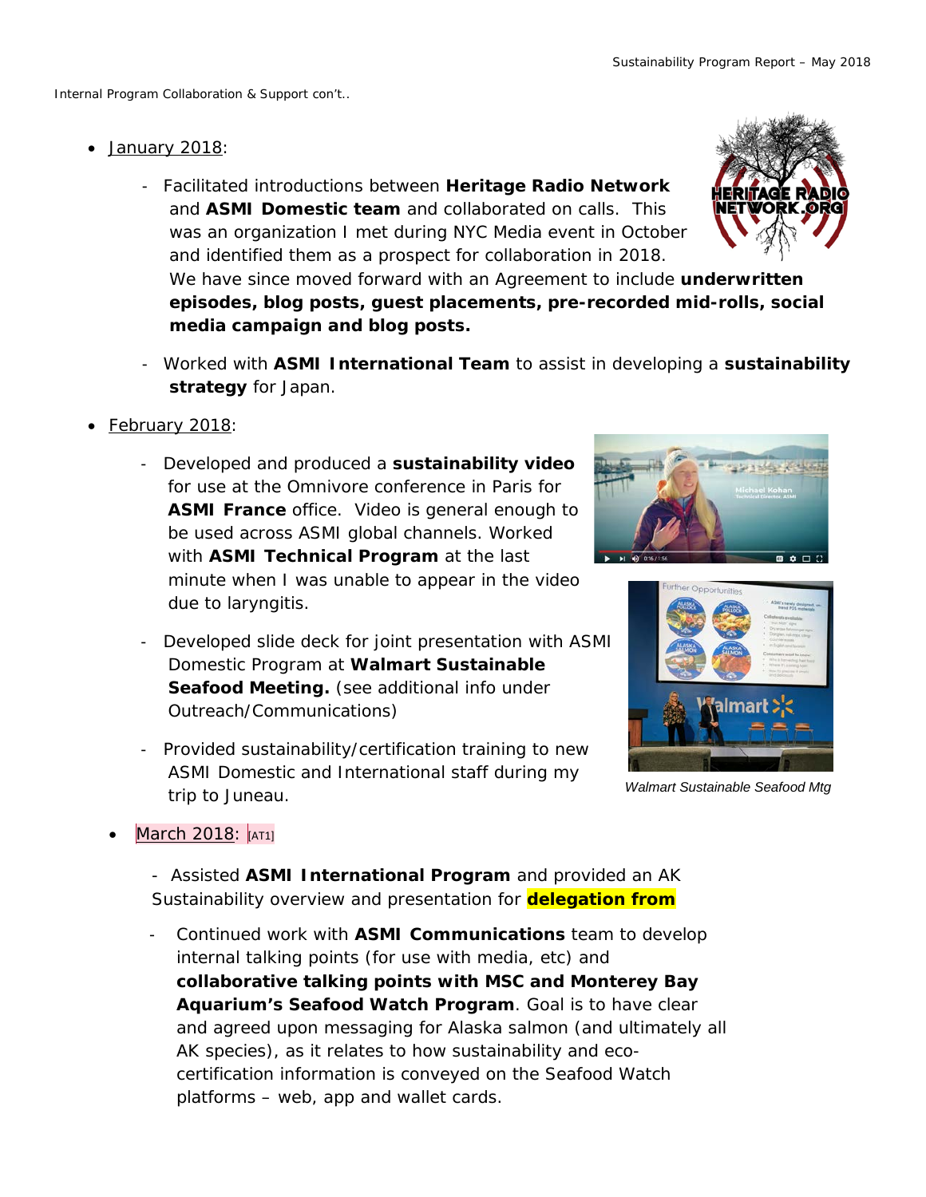Internal Program Collaboration & Support con't..

- January 2018:
  - Facilitated introductions between **Heritage Radio Network** and **ASMI Domestic team** and collaborated on calls. This was an organization I met during NYC Media event in October and identified them as a prospect for collaboration in 2018. We have since moved forward with an Agreement to include **underwritten episodes, blog posts, guest placements, pre-recorded mid-rolls, social media campaign and blog posts.**
  - Worked with **ASMI International Team** to assist in developing a **sustainability strategy** for Japan.

- February 2018:
  - Developed and produced a **sustainability video** for use at the Omnivore conference in Paris for **ASMI France** office. Video is general enough to be used across ASMI global channels. Worked with **ASMI Technical Program** at the last minute when I was unable to appear in the video due to laryngitis.
  - Developed slide deck for joint presentation with ASMI Domestic Program at **Walmart Sustainable Seafood Meeting.** (see additional info under Outreach/Communications)
  - Provided sustainability/certification training to new ASMI Domestic and International staff during my trip to Juneau.

*Walmart Sustainable Seafood Mtg*

- March 2018: [AT1]
  - Assisted **ASMI International Program** and provided an AK Sustainability overview and presentation for **delegation from**
  - Continued work with **ASMI Communications** team to develop internal talking points (for use with media, etc) and **collaborative talking points with MSC and Monterey Bay Aquarium's Seafood Watch Program**. Goal is to have clear and agreed upon messaging for Alaska salmon (and ultimately all AK species), as it relates to how sustainability and eco-certification information is conveyed on the Seafood Watch platforms – web, app and wallet cards.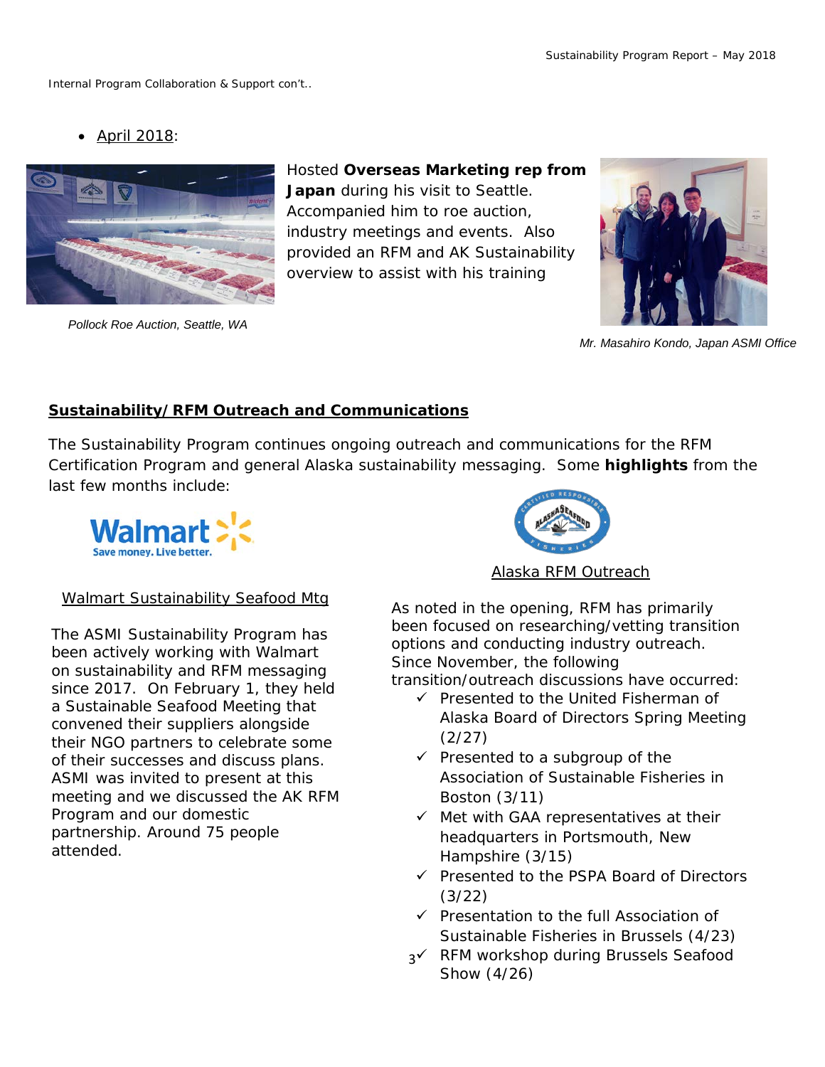Internal Program Collaboration & Support con't..

- April 2018:

Hosted **Overseas Marketing rep from Japan** during his visit to Seattle. Accompanied him to roe auction, industry meetings and events. Also provided an RFM and AK Sustainability overview to assist with his training

*Pollock Roe Auction, Seattle, WA*

*Mr. Masahiro Kondo, Japan ASMI Office*

## Sustainability/RFM Outreach and Communications

The Sustainability Program continues ongoing outreach and communications for the RFM Certification Program and general Alaska sustainability messaging. Some **highlights** from the last few months include:

### Walmart Sustainability Seafood Mtg

The ASMI Sustainability Program has been actively working with Walmart on sustainability and RFM messaging since 2017. On February 1, they held a Sustainable Seafood Meeting that convened their suppliers alongside their NGO partners to celebrate some of their successes and discuss plans. ASMI was invited to present at this meeting and we discussed the AK RFM Program and our domestic partnership. Around 75 people attended.

### Alaska RFM Outreach

As noted in the opening, RFM has primarily been focused on researching/vetting transition options and conducting industry outreach. Since November, the following transition/outreach discussions have occurred:

- ✓ Presented to the United Fisherman of Alaska Board of Directors Spring Meeting (2/27)
- ✓ Presented to a subgroup of the Association of Sustainable Fisheries in Boston (3/11)
- ✓ Met with GAA representatives at their headquarters in Portsmouth, New Hampshire (3/15)
- ✓ Presented to the PSPA Board of Directors (3/22)
- ✓ Presentation to the full Association of Sustainable Fisheries in Brussels (4/23)
- ✓ RFM workshop during Brussels Seafood Show (4/26)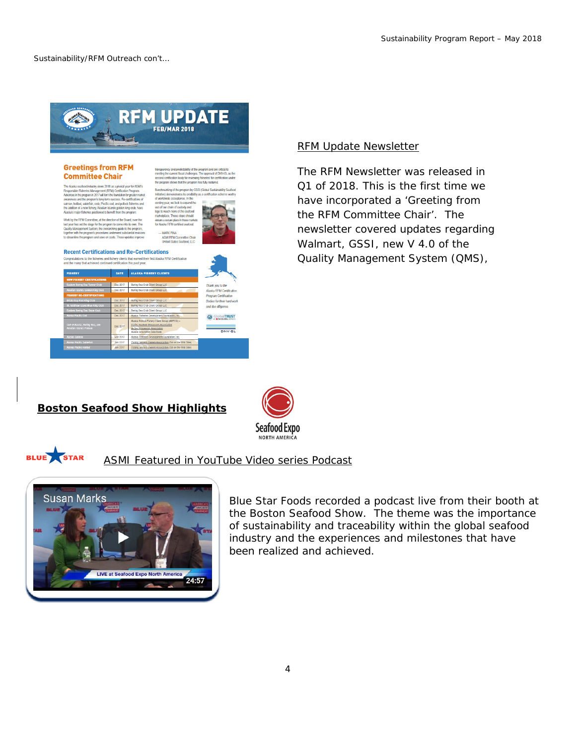Sustainability/RFM Outreach con't…

RFM Update Newsletter

The RFM Newsletter was released in Q1 of 2018. This is the first time we have incorporated a 'Greeting from the RFM Committee Chair'. The newsletter covered updates regarding Walmart, GSSI, new V 4.0 of the Quality Management System (QMS),

**Boston Seafood Show Highlights**

ASMI Featured in YouTube Video series Podcast

Blue Star Foods recorded a podcast live from their booth at the Boston Seafood Show. The theme was the importance of sustainability and traceability within the global seafood industry and the experiences and milestones that have been realized and achieved.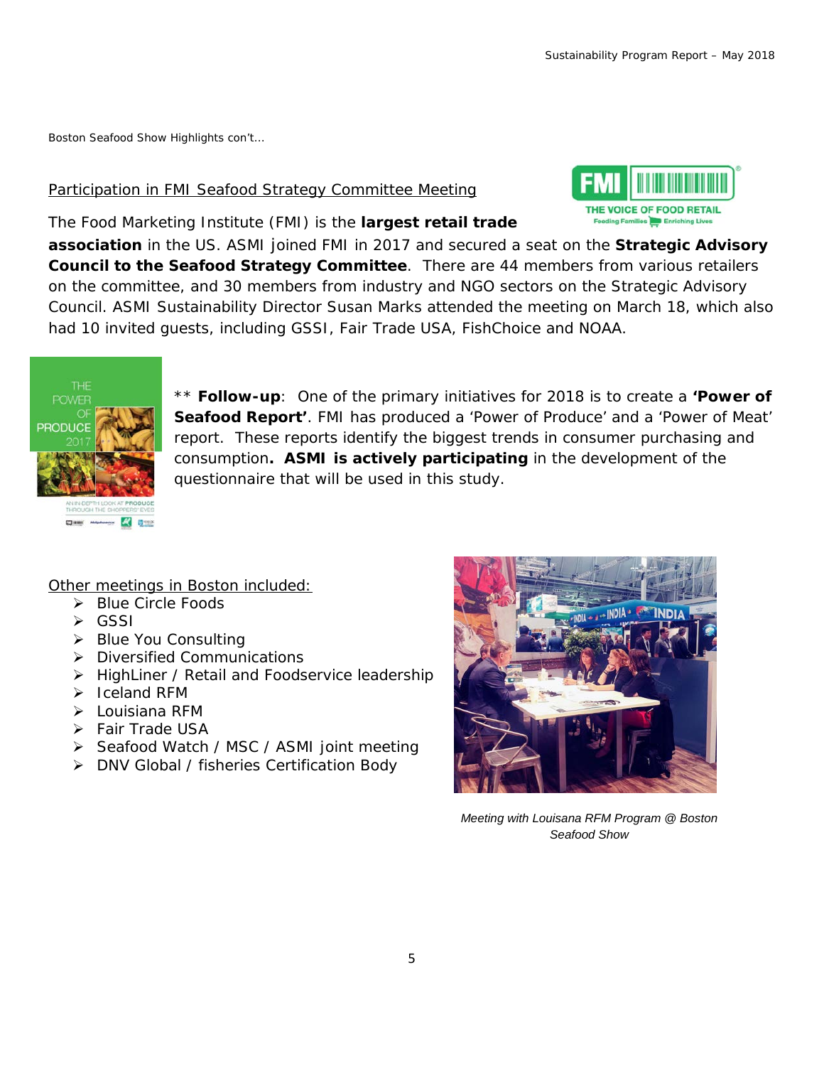Boston Seafood Show Highlights con't…

Participation in FMI Seafood Strategy Committee Meeting

The Food Marketing Institute (FMI) is the **largest retail trade association** in the US. ASMI joined FMI in 2017 and secured a seat on the **Strategic Advisory Council to the Seafood Strategy Committee**. There are 44 members from various retailers on the committee, and 30 members from industry and NGO sectors on the Strategic Advisory Council. ASMI Sustainability Director Susan Marks attended the meeting on March 18, which also had 10 invited guests, including GSSI, Fair Trade USA, FishChoice and NOAA.

** **Follow-up**: One of the primary initiatives for 2018 is to create a **'Power of Seafood Report'**. FMI has produced a 'Power of Produce' and a 'Power of Meat' report. These reports identify the biggest trends in consumer purchasing and consumption**. ASMI is actively participating** in the development of the questionnaire that will be used in this study.

Other meetings in Boston included:

- Blue Circle Foods
- GSSI
- Blue You Consulting
- Diversified Communications
- HighLiner / Retail and Foodservice leadership
- Iceland RFM
- Louisiana RFM
- Fair Trade USA
- Seafood Watch / MSC / ASMI joint meeting
- DNV Global / fisheries Certification Body

*Meeting with Louisana RFM Program @ Boston Seafood Show*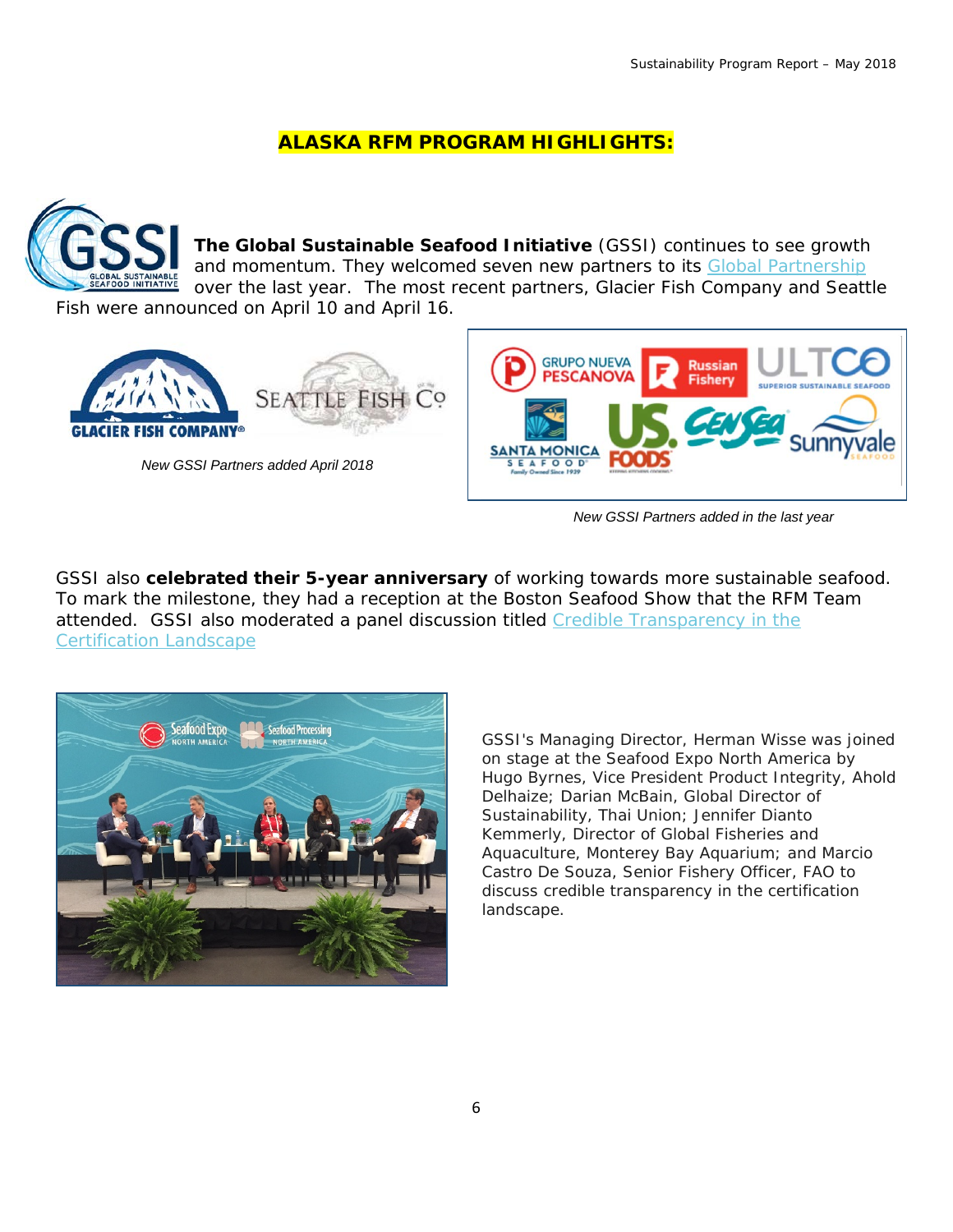## ALASKA RFM PROGRAM HIGHLIGHTS:

**The Global Sustainable Seafood Initiative** (GSSI) continues to see growth and momentum. They welcomed seven new partners to its Global Partnership over the last year. The most recent partners, Glacier Fish Company and Seattle Fish were announced on April 10 and April 16.

*New GSSI Partners added April 2018*

*New GSSI Partners added in the last year*

GSSI also **celebrated their 5-year anniversary** of working towards more sustainable seafood. To mark the milestone, they had a reception at the Boston Seafood Show that the RFM Team attended. GSSI also moderated a panel discussion titled Credible Transparency in the Certification Landscape

GSSI's Managing Director, Herman Wisse was joined on stage at the Seafood Expo North America by Hugo Byrnes, Vice President Product Integrity, Ahold Delhaize; Darian McBain, Global Director of Sustainability, Thai Union; Jennifer Dianto Kemmerly, Director of Global Fisheries and Aquaculture, Monterey Bay Aquarium; and Marcio Castro De Souza, Senior Fishery Officer, FAO to discuss credible transparency in the certification landscape.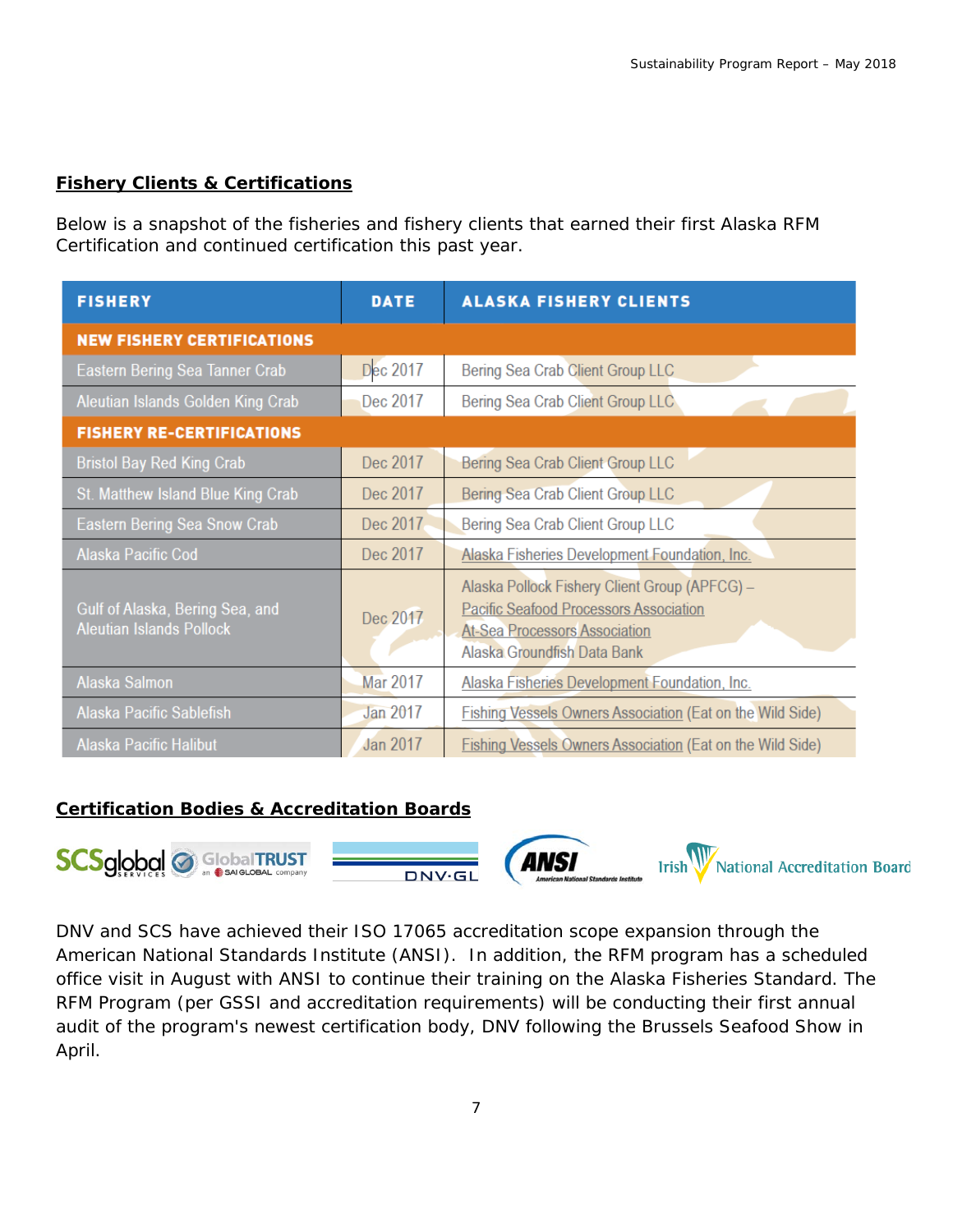## Fishery Clients & Certifications

Below is a snapshot of the fisheries and fishery clients that earned their first Alaska RFM Certification and continued certification this past year.

| FISHERY | DATE | ALASKA FISHERY CLIENTS |
|---|---|---|
| **NEW FISHERY CERTIFICATIONS** | | |
| Eastern Bering Sea Tanner Crab | Dec 2017 | Bering Sea Crab Client Group LLC |
| Aleutian Islands Golden King Crab | Dec 2017 | Bering Sea Crab Client Group LLC |
| **FISHERY RE-CERTIFICATIONS** | | |
| Bristol Bay Red King Crab | Dec 2017 | Bering Sea Crab Client Group LLC |
| St. Matthew Island Blue King Crab | Dec 2017 | Bering Sea Crab Client Group LLC |
| Eastern Bering Sea Snow Crab | Dec 2017 | Bering Sea Crab Client Group LLC |
| Alaska Pacific Cod | Dec 2017 | Alaska Fisheries Development Foundation, Inc. |
| Gulf of Alaska, Bering Sea, and Aleutian Islands Pollock | Dec 2017 | Alaska Pollock Fishery Client Group (APFCG) – Pacific Seafood Processors Association At-Sea Processors Association Alaska Groundfish Data Bank |
| Alaska Salmon | Mar 2017 | Alaska Fisheries Development Foundation, Inc. |
| Alaska Pacific Sablefish | Jan 2017 | Fishing Vessels Owners Association (Eat on the Wild Side) |
| Alaska Pacific Halibut | Jan 2017 | Fishing Vessels Owners Association (Eat on the Wild Side) |

## Certification Bodies & Accreditation Boards

SCSglobal SERVICES · GlobalTRUST an SAI GLOBAL company · DNV·GL · ANSI American National Standards Institute · Irish National Accreditation Board

DNV and SCS have achieved their ISO 17065 accreditation scope expansion through the American National Standards Institute (ANSI). In addition, the RFM program has a scheduled office visit in August with ANSI to continue their training on the Alaska Fisheries Standard. The RFM Program (per GSSI and accreditation requirements) will be conducting their first annual audit of the program's newest certification body, DNV following the Brussels Seafood Show in April.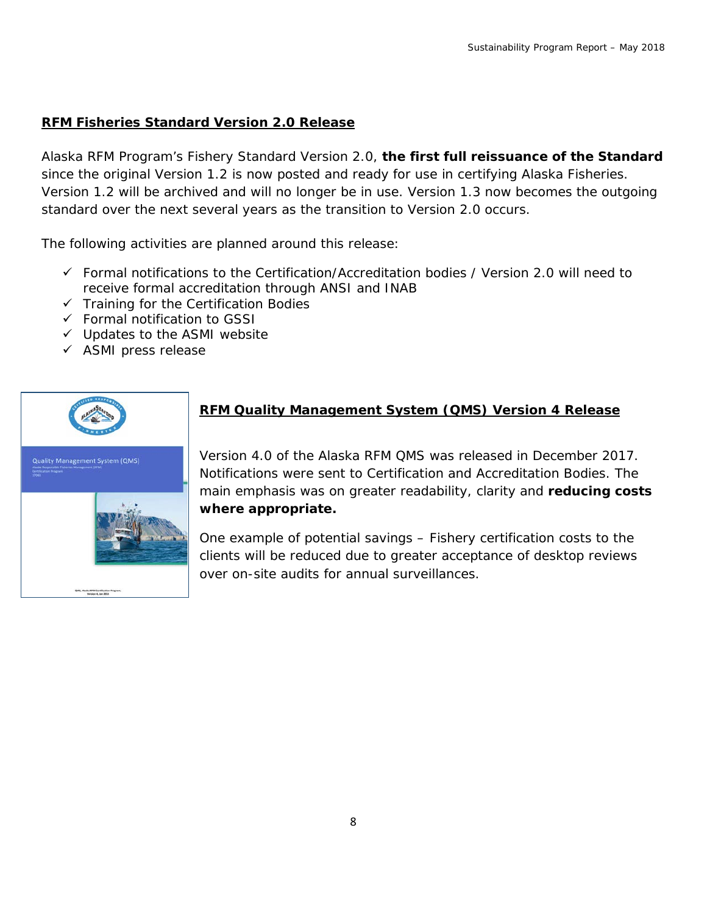## RFM Fisheries Standard Version 2.0 Release

Alaska RFM Program's Fishery Standard Version 2.0, **the first full reissuance of the Standard** since the original Version 1.2 is now posted and ready for use in certifying Alaska Fisheries. Version 1.2 will be archived and will no longer be in use. Version 1.3 now becomes the outgoing standard over the next several years as the transition to Version 2.0 occurs.

The following activities are planned around this release:

- ✓ Formal notifications to the Certification/Accreditation bodies / Version 2.0 will need to receive formal accreditation through ANSI and INAB
- ✓ Training for the Certification Bodies
- ✓ Formal notification to GSSI
- ✓ Updates to the ASMI website
- ✓ ASMI press release

## RFM Quality Management System (QMS) Version 4 Release

Version 4.0 of the Alaska RFM QMS was released in December 2017. Notifications were sent to Certification and Accreditation Bodies. The main emphasis was on greater readability, clarity and **reducing costs where appropriate.**

One example of potential savings – Fishery certification costs to the clients will be reduced due to greater acceptance of desktop reviews over on-site audits for annual surveillances.